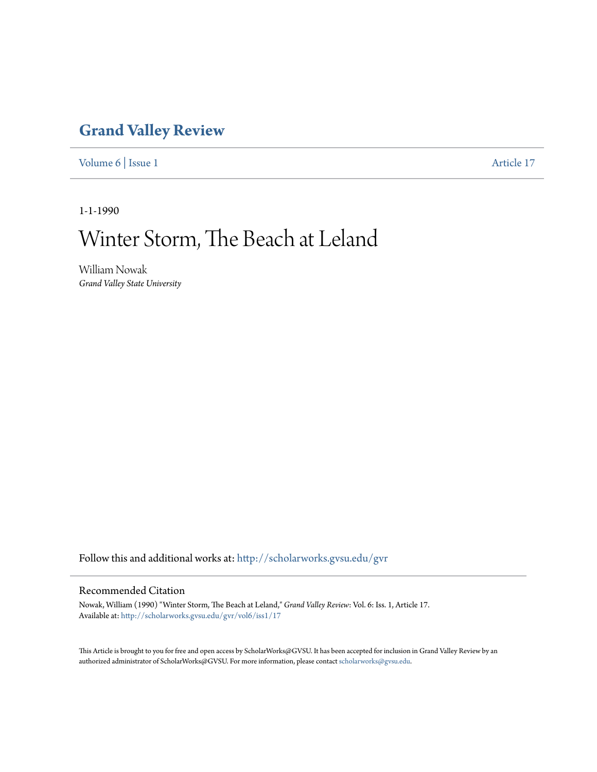# Grand Valley Review

Volume 6 | Issue 1 Article 17

1-1-1990

# Winter Storm, The Beach at Leland

William Nowak
*Grand Valley State University*

Follow this and additional works at: http://scholarworks.gvsu.edu/gvr

## Recommended Citation

Nowak, William (1990) "Winter Storm, The Beach at Leland," *Grand Valley Review*: Vol. 6: Iss. 1, Article 17.
Available at: http://scholarworks.gvsu.edu/gvr/vol6/iss1/17

This Article is brought to you for free and open access by ScholarWorks@GVSU. It has been accepted for inclusion in Grand Valley Review by an authorized administrator of ScholarWorks@GVSU. For more information, please contact scholarworks@gvsu.edu.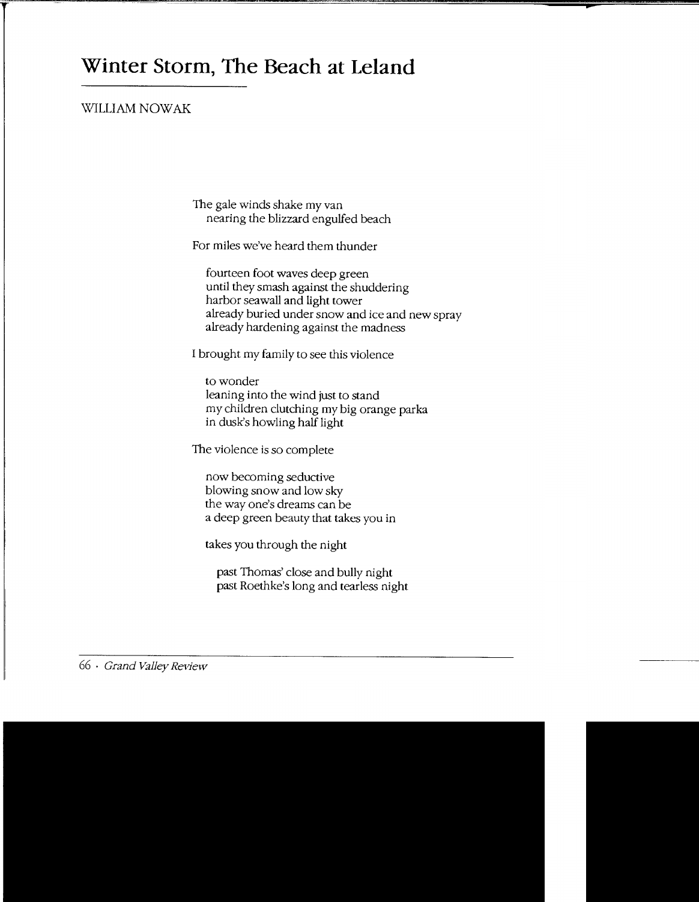# Winter Storm, The Beach at Leland

WILLIAM NOWAK

The gale winds shake my van  
   nearing the blizzard engulfed beach

For miles we've heard them thunder

   fourteen foot waves deep green  
   until they smash against the shuddering  
   harbor seawall and light tower  
   already buried under snow and ice and new spray  
   already hardening against the madness

I brought my family to see this violence

   to wonder  
   leaning into the wind just to stand  
   my children clutching my big orange parka  
   in dusk's howling half light

The violence is so complete

   now becoming seductive  
   blowing snow and low sky  
   the way one's dreams can be  
   a deep green beauty that takes you in

   takes you through the night

      past Thomas' close and bully night  
      past Roethke's long and tearless night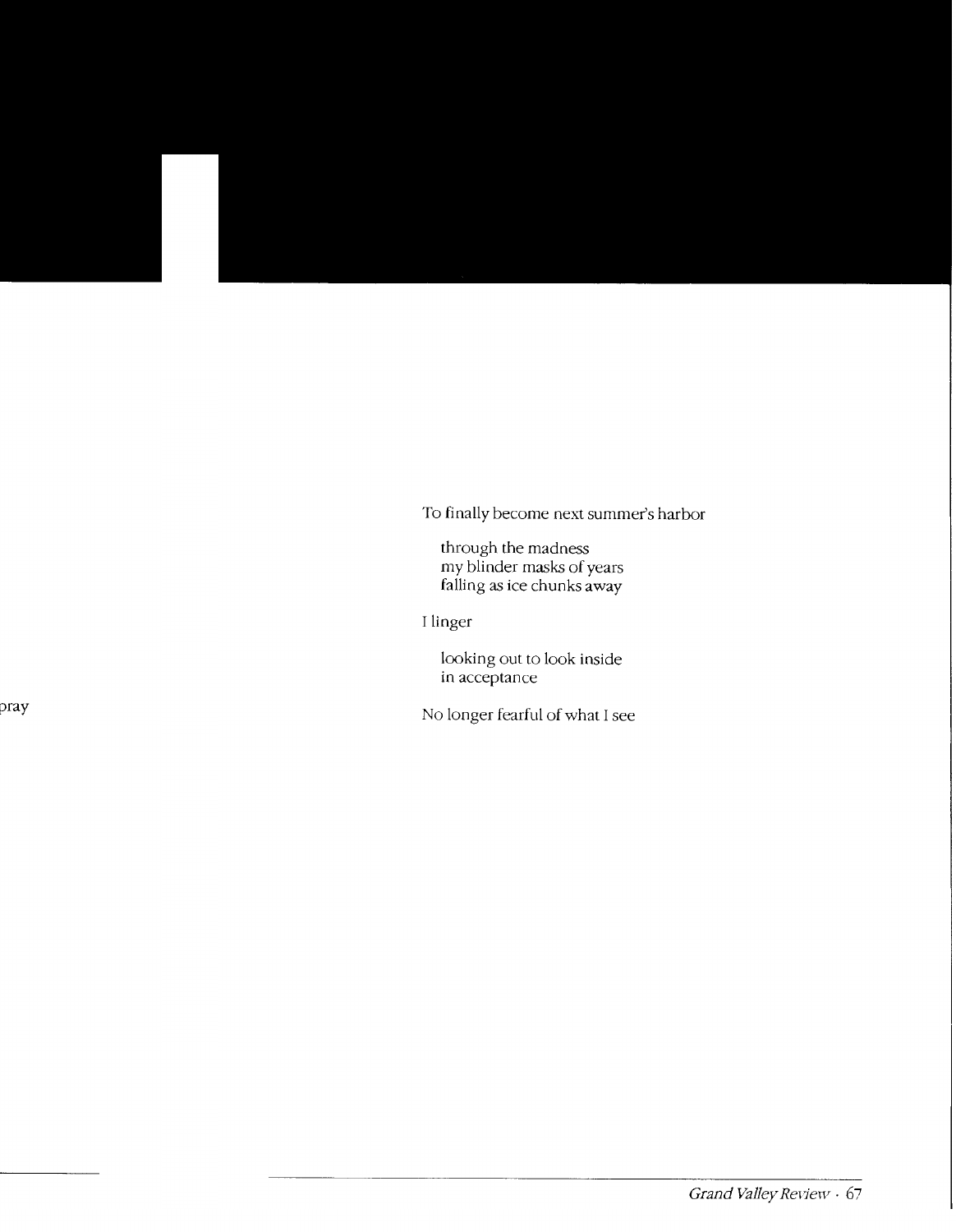To finally become next summer's harbor

through the madness  
my blinder masks of years  
falling as ice chunks away

I linger

looking out to look inside  
in acceptance

No longer fearful of what I see